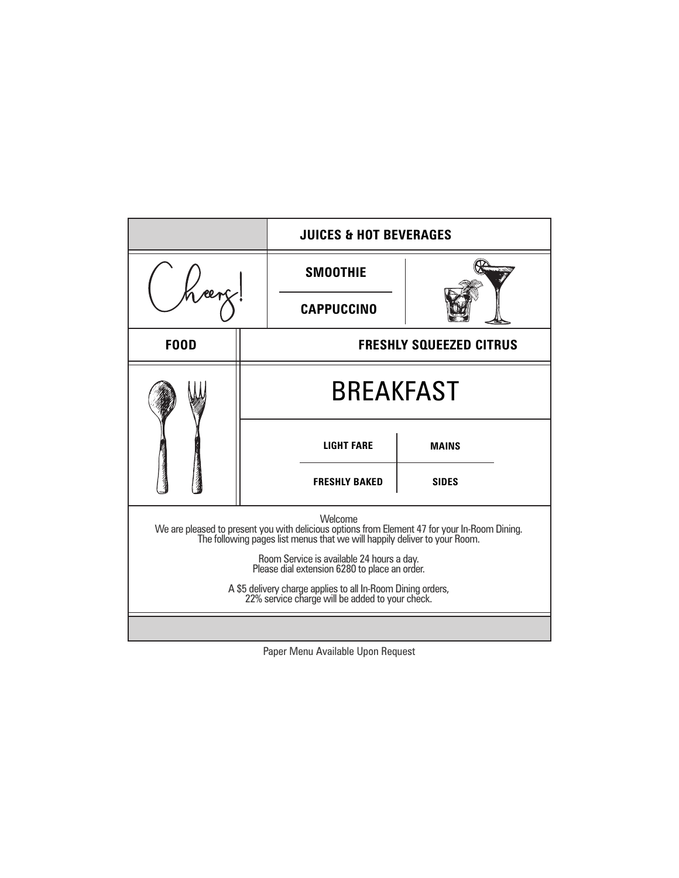**JUICES & HOT BEVERAGES**

Cheers!

**SMOOTHIE**

**CAPPUCCINO**

**FOOD**

**FRESHLY SQUEEZED CITRUS**

# BREAKFAST

**LIGHT FARE**

**MAINS**

**FRESHLY BAKED**

**SIDES**

Welcome
We are pleased to present you with delicious options from Element 47 for your In-Room Dining.
The following pages list menus that we will happily deliver to your Room.

Room Service is available 24 hours a day.
Please dial extension 6280 to place an order.

A $5 delivery charge applies to all In-Room Dining orders,
22% service charge will be added to your check.

Paper Menu Available Upon Request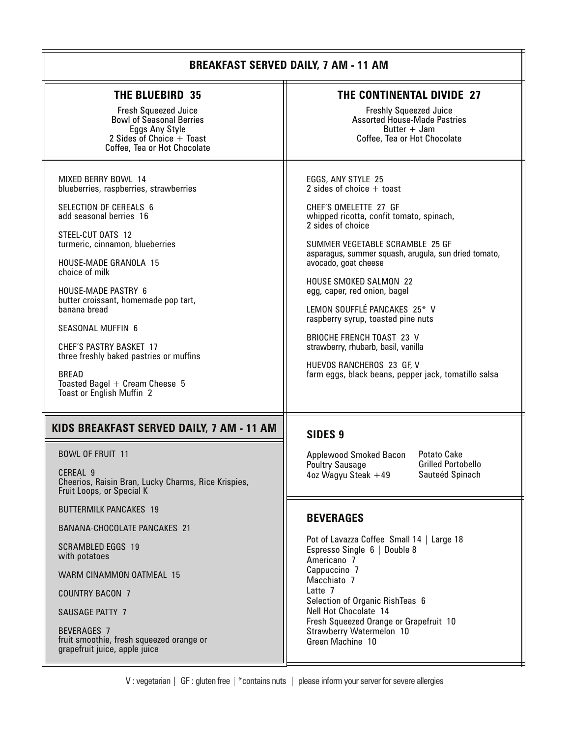# BREAKFAST SERVED DAILY, 7 AM - 11 AM

## THE BLUEBIRD 35

Fresh Squeezed Juice
Bowl of Seasonal Berries
Eggs Any Style
2 Sides of Choice + Toast
Coffee, Tea or Hot Chocolate

MIXED BERRY BOWL 14
blueberries, raspberries, strawberries

SELECTION OF CEREALS 6
add seasonal berries 16

STEEL-CUT OATS 12
turmeric, cinnamon, blueberries

HOUSE-MADE GRANOLA 15
choice of milk

HOUSE-MADE PASTRY 6
butter croissant, homemade pop tart, banana bread

SEASONAL MUFFIN 6

CHEF'S PASTRY BASKET 17
three freshly baked pastries or muffins

BREAD
Toasted Bagel + Cream Cheese 5
Toast or English Muffin 2

## THE CONTINENTAL DIVIDE 27

Freshly Squeezed Juice
Assorted House-Made Pastries
Butter + Jam
Coffee, Tea or Hot Chocolate

EGGS, ANY STYLE 25
2 sides of choice + toast

CHEF'S OMELETTE 27 GF
whipped ricotta, confit tomato, spinach, 2 sides of choice

SUMMER VEGETABLE SCRAMBLE 25 GF
asparagus, summer squash, arugula, sun dried tomato, avocado, goat cheese

HOUSE SMOKED SALMON 22
egg, caper, red onion, bagel

LEMON SOUFFLÉ PANCAKES 25* V
raspberry syrup, toasted pine nuts

BRIOCHE FRENCH TOAST 23 V
strawberry, rhubarb, basil, vanilla

HUEVOS RANCHEROS 23 GF, V
farm eggs, black beans, pepper jack, tomatillo salsa

## KIDS BREAKFAST SERVED DAILY, 7 AM - 11 AM

BOWL OF FRUIT 11

CEREAL 9
Cheerios, Raisin Bran, Lucky Charms, Rice Krispies, Fruit Loops, or Special K

BUTTERMILK PANCAKES 19

BANANA-CHOCOLATE PANCAKES 21

SCRAMBLED EGGS 19
with potatoes

WARM CINAMMON OATMEAL 15

COUNTRY BACON 7

SAUSAGE PATTY 7

BEVERAGES 7
fruit smoothie, fresh squeezed orange or grapefruit juice, apple juice

## SIDES 9

Applewood Smoked Bacon
Poultry Sausage
4oz Wagyu Steak +49
Potato Cake
Grilled Portobello
Sauteéd Spinach

## BEVERAGES

Pot of Lavazza Coffee Small 14 | Large 18
Espresso Single 6 | Double 8
Americano 7
Cappuccino 7
Macchiato 7
Latte 7
Selection of Organic RishTeas 6
Nell Hot Chocolate 14
Fresh Squeezed Orange or Grapefruit 10
Strawberry Watermelon 10
Green Machine 10

V : vegetarian | GF : gluten free | *contains nuts | please inform your server for severe allergies